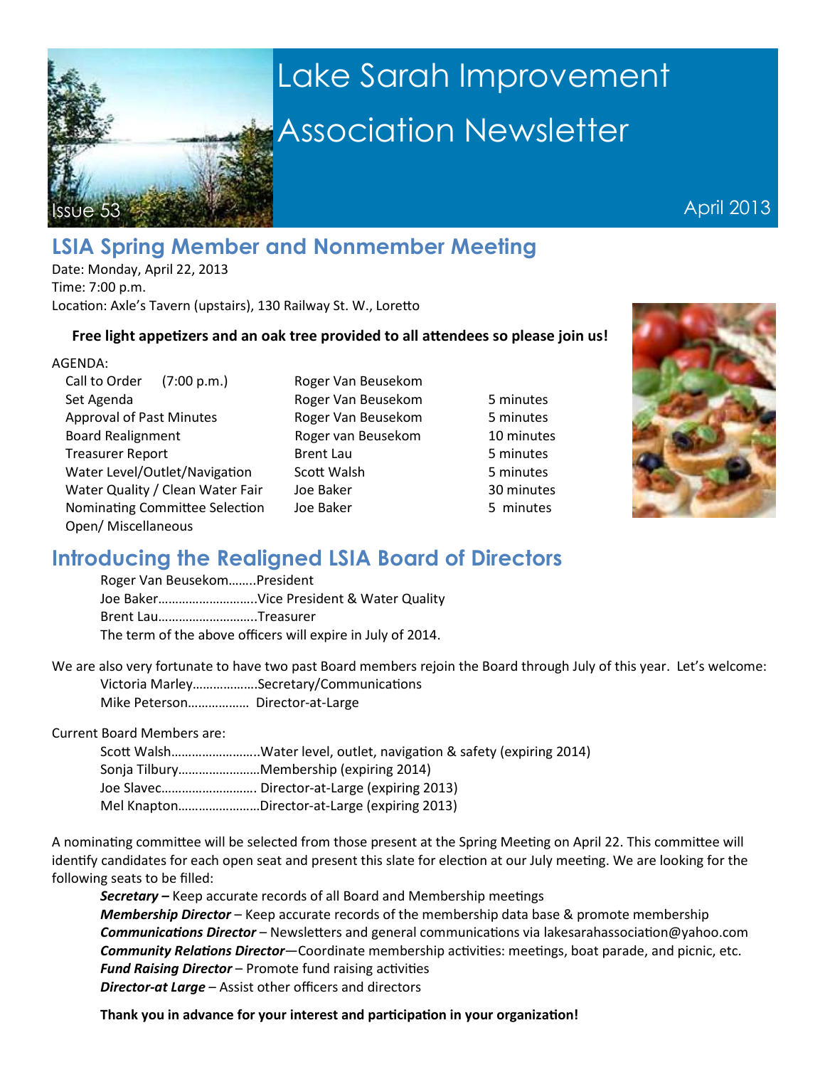# Lake Sarah Improvement Association Newsletter

Issue 53

April 2013

## LSIA Spring Member and Nonmember Meeting

Date: Monday, April 22, 2013
Time: 7:00 p.m.
Location: Axle's Tavern (upstairs), 130 Railway St. W., Loretto

**Free light appetizers and an oak tree provided to all attendees so please join us!**

AGENDA:

| Item | Presenter | Time |
|---|---|---|
| Call to Order (7:00 p.m.) | Roger Van Beusekom | |
| Set Agenda | Roger Van Beusekom | 5 minutes |
| Approval of Past Minutes | Roger Van Beusekom | 5 minutes |
| Board Realignment | Roger van Beusekom | 10 minutes |
| Treasurer Report | Brent Lau | 5 minutes |
| Water Level/Outlet/Navigation | Scott Walsh | 5 minutes |
| Water Quality / Clean Water Fair | Joe Baker | 30 minutes |
| Nominating Committee Selection | Joe Baker | 5 minutes |
| Open/ Miscellaneous | | |

## Introducing the Realigned LSIA Board of Directors

Roger Van Beusekom........President
Joe Baker.............................Vice President & Water Quality
Brent Lau.............................Treasurer
The term of the above officers will expire in July of 2014.

We are also very fortunate to have two past Board members rejoin the Board through July of this year. Let's welcome:
Victoria Marley...................Secretary/Communications
Mike Peterson................. Director-at-Large

Current Board Members are:
Scott Walsh..........................Water level, outlet, navigation & safety (expiring 2014)
Sonja Tilbury........................Membership (expiring 2014)
Joe Slavec............................ Director-at-Large (expiring 2013)
Mel Knapton........................Director-at-Large (expiring 2013)

A nominating committee will be selected from those present at the Spring Meeting on April 22. This committee will identify candidates for each open seat and present this slate for election at our July meeting. We are looking for the following seats to be filled:

***Secretary –*** Keep accurate records of all Board and Membership meetings
***Membership Director*** – Keep accurate records of the membership data base & promote membership
***Communications Director*** – Newsletters and general communications via lakesarahassociation@yahoo.com
***Community Relations Director***—Coordinate membership activities: meetings, boat parade, and picnic, etc.
***Fund Raising Director*** – Promote fund raising activities
***Director-at Large*** – Assist other officers and directors

**Thank you in advance for your interest and participation in your organization!**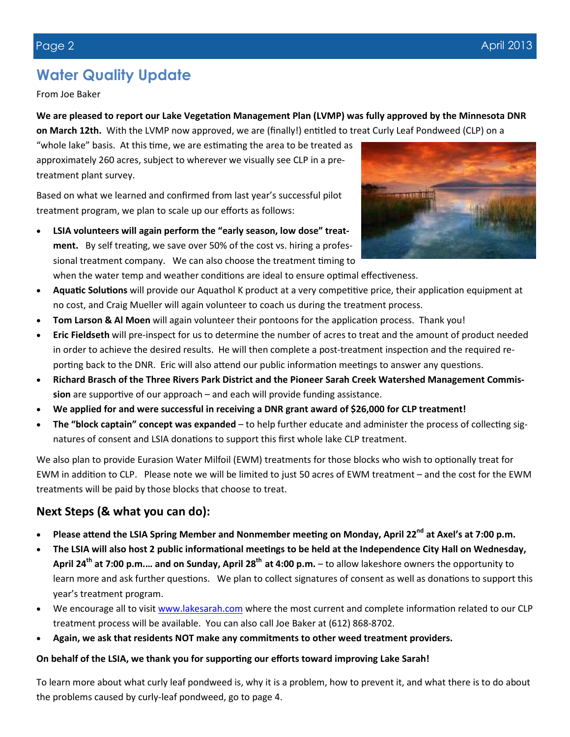## Water Quality Update

From Joe Baker

**We are pleased to report our Lake Vegetation Management Plan (LVMP) was fully approved by the Minnesota DNR on March 12th.** With the LVMP now approved, we are (finally!) entitled to treat Curly Leaf Pondweed (CLP) on a "whole lake" basis. At this time, we are estimating the area to be treated as approximately 260 acres, subject to wherever we visually see CLP in a pre-treatment plant survey.

Based on what we learned and confirmed from last year's successful pilot treatment program, we plan to scale up our efforts as follows:

- **LSIA volunteers will again perform the "early season, low dose" treatment.** By self treating, we save over 50% of the cost vs. hiring a professional treatment company. We can also choose the treatment timing to when the water temp and weather conditions are ideal to ensure optimal effectiveness.
- **Aquatic Solutions** will provide our Aquathol K product at a very competitive price, their application equipment at no cost, and Craig Mueller will again volunteer to coach us during the treatment process.
- **Tom Larson & Al Moen** will again volunteer their pontoons for the application process. Thank you!
- **Eric Fieldseth** will pre-inspect for us to determine the number of acres to treat and the amount of product needed in order to achieve the desired results. He will then complete a post-treatment inspection and the required reporting back to the DNR. Eric will also attend our public information meetings to answer any questions.
- **Richard Brasch of the Three Rivers Park District and the Pioneer Sarah Creek Watershed Management Commission** are supportive of our approach – and each will provide funding assistance.
- **We applied for and were successful in receiving a DNR grant award of $26,000 for CLP treatment!**
- **The "block captain" concept was expanded** – to help further educate and administer the process of collecting signatures of consent and LSIA donations to support this first whole lake CLP treatment.

We also plan to provide Eurasion Water Milfoil (EWM) treatments for those blocks who wish to optionally treat for EWM in addition to CLP. Please note we will be limited to just 50 acres of EWM treatment – and the cost for the EWM treatments will be paid by those blocks that choose to treat.

### Next Steps (& what you can do):

- **Please attend the LSIA Spring Member and Nonmember meeting on Monday, April 22nd at Axel's at 7:00 p.m.**
- **The LSIA will also host 2 public informational meetings to be held at the Independence City Hall on Wednesday, April 24th at 7:00 p.m.… and on Sunday, April 28th at 4:00 p.m.** – to allow lakeshore owners the opportunity to learn more and ask further questions. We plan to collect signatures of consent as well as donations to support this year's treatment program.
- We encourage all to visit www.lakesarah.com where the most current and complete information related to our CLP treatment process will be available. You can also call Joe Baker at (612) 868-8702.
- **Again, we ask that residents NOT make any commitments to other weed treatment providers.**

**On behalf of the LSIA, we thank you for supporting our efforts toward improving Lake Sarah!**

To learn more about what curly leaf pondweed is, why it is a problem, how to prevent it, and what there is to do about the problems caused by curly-leaf pondweed, go to page 4.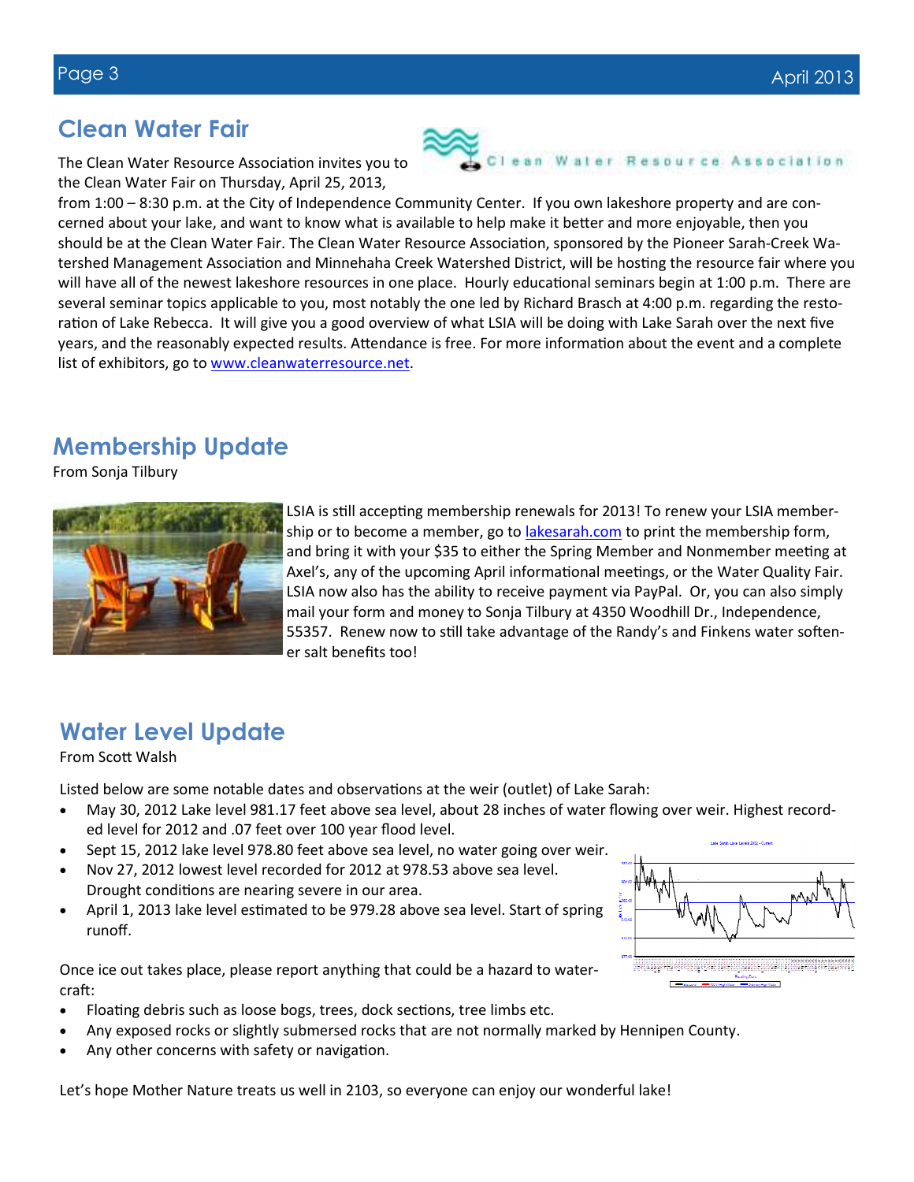## Clean Water Fair

The Clean Water Resource Association invites you to the Clean Water Fair on Thursday, April 25, 2013, from 1:00 – 8:30 p.m. at the City of Independence Community Center. If you own lakeshore property and are concerned about your lake, and want to know what is available to help make it better and more enjoyable, then you should be at the Clean Water Fair. The Clean Water Resource Association, sponsored by the Pioneer Sarah-Creek Watershed Management Association and Minnehaha Creek Watershed District, will be hosting the resource fair where you will have all of the newest lakeshore resources in one place. Hourly educational seminars begin at 1:00 p.m. There are several seminar topics applicable to you, most notably the one led by Richard Brasch at 4:00 p.m. regarding the restoration of Lake Rebecca. It will give you a good overview of what LSIA will be doing with Lake Sarah over the next five years, and the reasonably expected results. Attendance is free. For more information about the event and a complete list of exhibitors, go to [www.cleanwaterresource.net](www.cleanwaterresource.net).

## Membership Update

From Sonja Tilbury

LSIA is still accepting membership renewals for 2013! To renew your LSIA membership or to become a member, go to [lakesarah.com](lakesarah.com) to print the membership form, and bring it with your $35 to either the Spring Member and Nonmember meeting at Axel's, any of the upcoming April informational meetings, or the Water Quality Fair. LSIA now also has the ability to receive payment via PayPal. Or, you can also simply mail your form and money to Sonja Tilbury at 4350 Woodhill Dr., Independence, 55357. Renew now to still take advantage of the Randy's and Finkens water softener salt benefits too!

## Water Level Update

From Scott Walsh

Listed below are some notable dates and observations at the weir (outlet) of Lake Sarah:

- May 30, 2012 Lake level 981.17 feet above sea level, about 28 inches of water flowing over weir. Highest recorded level for 2012 and .07 feet over 100 year flood level.
- Sept 15, 2012 lake level 978.80 feet above sea level, no water going over weir.
- Nov 27, 2012 lowest level recorded for 2012 at 978.53 above sea level. Drought conditions are nearing severe in our area.
- April 1, 2013 lake level estimated to be 979.28 above sea level. Start of spring runoff.

Once ice out takes place, please report anything that could be a hazard to watercraft:

- Floating debris such as loose bogs, trees, dock sections, tree limbs etc.
- Any exposed rocks or slightly submersed rocks that are not normally marked by Hennipen County.
- Any other concerns with safety or navigation.

Let's hope Mother Nature treats us well in 2103, so everyone can enjoy our wonderful lake!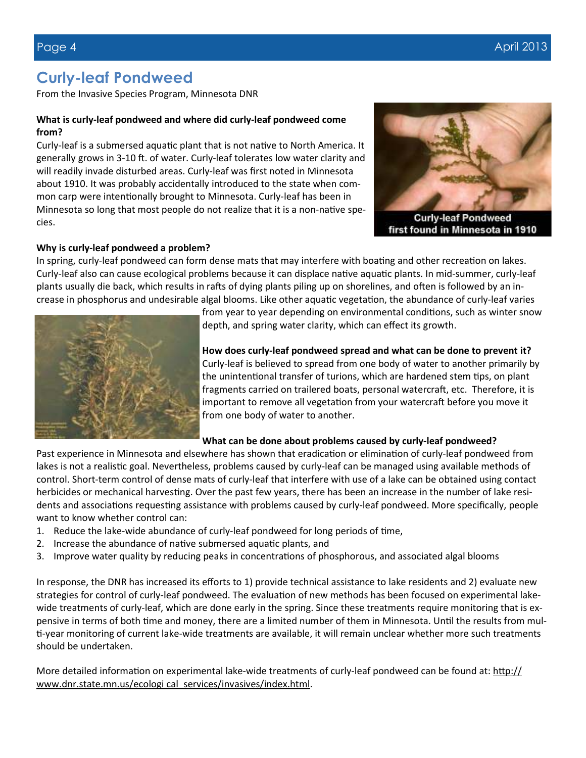# Curly-leaf Pondweed

From the Invasive Species Program, Minnesota DNR

**What is curly-leaf pondweed and where did curly-leaf pondweed come from?**

Curly-leaf is a submersed aquatic plant that is not native to North America. It generally grows in 3-10 ft. of water. Curly-leaf tolerates low water clarity and will readily invade disturbed areas. Curly-leaf was first noted in Minnesota about 1910. It was probably accidentally introduced to the state when common carp were intentionally brought to Minnesota. Curly-leaf has been in Minnesota so long that most people do not realize that it is a non-native species.

Curly-leaf Pondweed first found in Minnesota in 1910

**Why is curly-leaf pondweed a problem?**

In spring, curly-leaf pondweed can form dense mats that may interfere with boating and other recreation on lakes. Curly-leaf also can cause ecological problems because it can displace native aquatic plants. In mid-summer, curly-leaf plants usually die back, which results in rafts of dying plants piling up on shorelines, and often is followed by an increase in phosphorus and undesirable algal blooms. Like other aquatic vegetation, the abundance of curly-leaf varies from year to year depending on environmental conditions, such as winter snow depth, and spring water clarity, which can effect its growth.

**How does curly-leaf pondweed spread and what can be done to prevent it?**

Curly-leaf is believed to spread from one body of water to another primarily by the unintentional transfer of turions, which are hardened stem tips, on plant fragments carried on trailered boats, personal watercraft, etc. Therefore, it is important to remove all vegetation from your watercraft before you move it from one body of water to another.

**What can be done about problems caused by curly-leaf pondweed?**

Past experience in Minnesota and elsewhere has shown that eradication or elimination of curly-leaf pondweed from lakes is not a realistic goal. Nevertheless, problems caused by curly-leaf can be managed using available methods of control. Short-term control of dense mats of curly-leaf that interfere with use of a lake can be obtained using contact herbicides or mechanical harvesting. Over the past few years, there has been an increase in the number of lake residents and associations requesting assistance with problems caused by curly-leaf pondweed. More specifically, people want to know whether control can:

1. Reduce the lake-wide abundance of curly-leaf pondweed for long periods of time,
2. Increase the abundance of native submersed aquatic plants, and
3. Improve water quality by reducing peaks in concentrations of phosphorous, and associated algal blooms

In response, the DNR has increased its efforts to 1) provide technical assistance to lake residents and 2) evaluate new strategies for control of curly-leaf pondweed. The evaluation of new methods has been focused on experimental lake-wide treatments of curly-leaf, which are done early in the spring. Since these treatments require monitoring that is expensive in terms of both time and money, there are a limited number of them in Minnesota. Until the results from multi-year monitoring of current lake-wide treatments are available, it will remain unclear whether more such treatments should be undertaken.

More detailed information on experimental lake-wide treatments of curly-leaf pondweed can be found at: http://www.dnr.state.mn.us/ecologi cal_services/invasives/index.html.